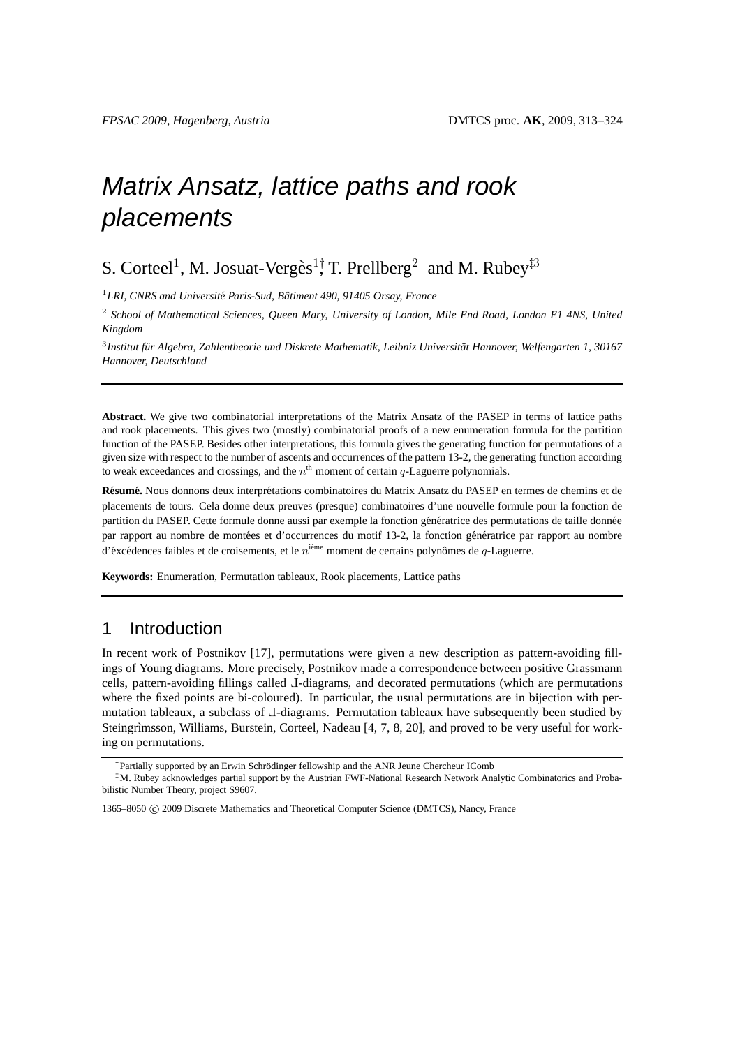# Matrix Ansatz, lattice paths and rook placements

S. Corteel[1], M. Josuat-Vergès[1†], T. Prellberg[2] and M. Rubey[‡3]

[1] *LRI, CNRS and Université Paris-Sud, Bâtiment 490, 91405 Orsay, France*

[2] *School of Mathematical Sciences, Queen Mary, University of London, Mile End Road, London E1 4NS, United Kingdom*

[3] *Institut für Algebra, Zahlentheorie und Diskrete Mathematik, Leibniz Universität Hannover, Welfengarten 1, 30167 Hannover, Deutschland*

---

**Abstract.** We give two combinatorial interpretations of the Matrix Ansatz of the PASEP in terms of lattice paths and rook placements. This gives two (mostly) combinatorial proofs of a new enumeration formula for the partition function of the PASEP. Besides other interpretations, this formula gives the generating function for permutations of a given size with respect to the number of ascents and occurrences of the pattern 13-2, the generating function according to weak exceedances and crossings, and the $n^{\text{th}}$ moment of certain $q$-Laguerre polynomials.

**Résumé.** Nous donnons deux interprétations combinatoires du Matrix Ansatz du PASEP en termes de chemins et de placements de tours. Cela donne deux preuves (presque) combinatoires d'une nouvelle formule pour la fonction de partition du PASEP. Cette formule donne aussi par exemple la fonction génératrice des permutations de taille donnée par rapport au nombre de montées et d'occurrences du motif 13-2, la fonction génératrice par rapport au nombre d'éxcédences faibles et de croisements, et le $n^{\text{ième}}$ moment de certains polynômes de $q$-Laguerre.

**Keywords:** Enumeration, Permutation tableaux, Rook placements, Lattice paths

---

## 1 Introduction

In recent work of Postnikov [17], permutations were given a new description as pattern-avoiding fillings of Young diagrams. More precisely, Postnikov made a correspondence between positive Grassmann cells, pattern-avoiding fillings called Ⅎ-diagrams, and decorated permutations (which are permutations where the fixed points are bi-coloured). In particular, the usual permutations are in bijection with permutation tableaux, a subclass of Ⅎ-diagrams. Permutation tableaux have subsequently been studied by Steingrìmsson, Williams, Burstein, Corteel, Nadeau [4, 7, 8, 20], and proved to be very useful for working on permutations.

---

† Partially supported by an Erwin Schrödinger fellowship and the ANR Jeune Chercheur IComb

‡ M. Rubey acknowledges partial support by the Austrian FWF-National Research Network Analytic Combinatorics and Probabilistic Number Theory, project S9607.

1365–8050 © 2009 Discrete Mathematics and Theoretical Computer Science (DMTCS), Nancy, France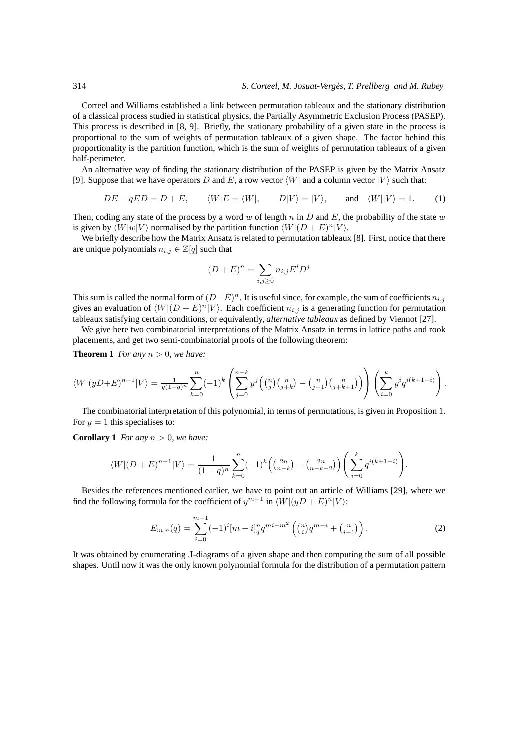Corteel and Williams established a link between permutation tableaux and the stationary distribution of a classical process studied in statistical physics, the Partially Asymmetric Exclusion Process (PASEP). This process is described in [8, 9]. Briefly, the stationary probability of a given state in the process is proportional to the sum of weights of permutation tableaux of a given shape. The factor behind this proportionality is the partition function, which is the sum of weights of permutation tableaux of a given half-perimeter.

An alternative way of finding the stationary distribution of the PASEP is given by the Matrix Ansatz [9]. Suppose that we have operators $D$ and $E$, a row vector $\langle W|$ and a column vector $|V\rangle$ such that:

$$DE - qED = D + E, \qquad \langle W|E = \langle W|, \qquad D|V\rangle = |V\rangle, \qquad \text{and} \quad \langle W||V\rangle = 1. \tag{1}$$

Then, coding any state of the process by a word $w$ of length $n$ in $D$ and $E$, the probability of the state $w$ is given by $\langle W|w|V\rangle$ normalised by the partition function $\langle W|(D+E)^n|V\rangle$.

We briefly describe how the Matrix Ansatz is related to permutation tableaux [8]. First, notice that there are unique polynomials $n_{i,j} \in \mathbb{Z}[q]$ such that

$$(D+E)^n = \sum_{i,j \geq 0} n_{i,j} E^i D^j$$

This sum is called the normal form of $(D+E)^n$. It is useful since, for example, the sum of coefficients $n_{i,j}$ gives an evaluation of $\langle W|(D+E)^n|V\rangle$. Each coefficient $n_{i,j}$ is a generating function for permutation tableaux satisfying certain conditions, or equivalently, *alternative tableaux* as defined by Viennot [27].

We give here two combinatorial interpretations of the Matrix Ansatz in terms in lattice paths and rook placements, and get two semi-combinatorial proofs of the following theorem:

**Theorem 1** *For any $n > 0$, we have:*

$$\langle W|(yD+E)^{n-1}|V\rangle = \frac{1}{y(1-q)^n} \sum_{k=0}^{n} (-1)^k \left( \sum_{j=0}^{n-k} y^j \left( \binom{n}{j}\binom{n}{j+k} - \binom{n}{j-1}\binom{n}{j+k+1} \right) \right) \left( \sum_{i=0}^{k} y^i q^{i(k+1-i)} \right).$$

The combinatorial interpretation of this polynomial, in terms of permutations, is given in Proposition 1. For $y = 1$ this specialises to:

**Corollary 1** *For any $n > 0$, we have:*

$$\langle W|(D+E)^{n-1}|V\rangle = \frac{1}{(1-q)^n} \sum_{k=0}^{n} (-1)^k \left( \binom{2n}{n-k} - \binom{2n}{n-k-2} \right) \left( \sum_{i=0}^{k} q^{i(k+1-i)} \right).$$

Besides the references mentioned earlier, we have to point out an article of Williams [29], where we find the following formula for the coefficient of $y^{m-1}$ in $\langle W|(yD+E)^n|V\rangle$:

$$E_{m,n}(q) = \sum_{i=0}^{m-1} (-1)^i [m-i]_q^n q^{mi-m^2} \left( \binom{n}{i} q^{m-i} + \binom{n}{i-1} \right). \tag{2}$$

It was obtained by enumerating Ⅎ-diagrams of a given shape and then computing the sum of all possible shapes. Until now it was the only known polynomial formula for the distribution of a permutation pattern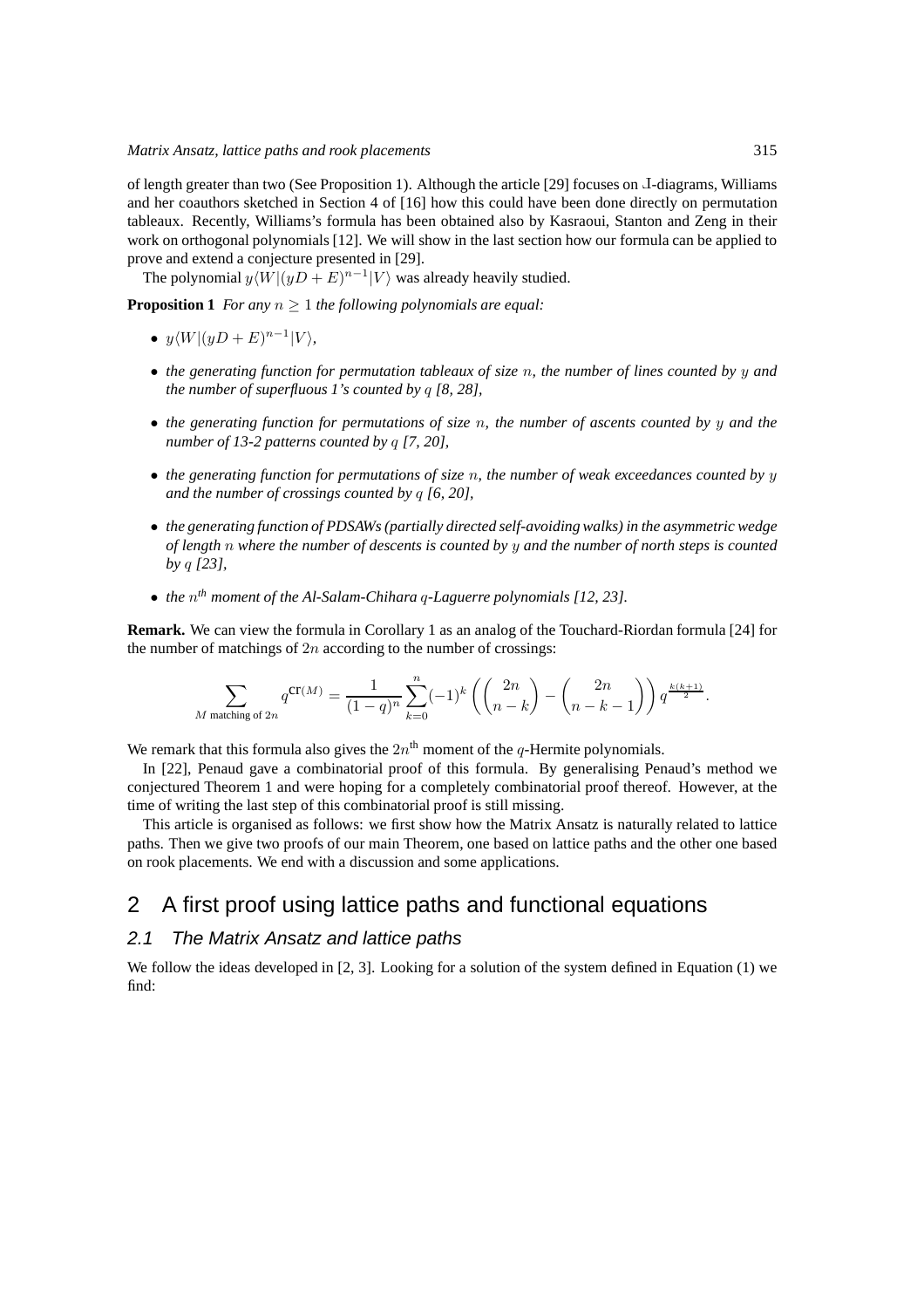of length greater than two (See Proposition 1). Although the article [29] focuses on Ⅎ-diagrams, Williams and her coauthors sketched in Section 4 of [16] how this could have been done directly on permutation tableaux. Recently, Williams's formula has been obtained also by Kasraoui, Stanton and Zeng in their work on orthogonal polynomials [12]. We will show in the last section how our formula can be applied to prove and extend a conjecture presented in [29].

The polynomial $y\langle W|(yD+E)^{n-1}|V\rangle$ was already heavily studied.

**Proposition 1** *For any $n \geq 1$ the following polynomials are equal:*

- $y\langle W|(yD+E)^{n-1}|V\rangle$,
- *the generating function for permutation tableaux of size $n$, the number of lines counted by $y$ and the number of superfluous 1's counted by $q$ [8, 28],*
- *the generating function for permutations of size $n$, the number of ascents counted by $y$ and the number of 13-2 patterns counted by $q$ [7, 20],*
- *the generating function for permutations of size $n$, the number of weak exceedances counted by $y$ and the number of crossings counted by $q$ [6, 20],*
- *the generating function of PDSAWs (partially directed self-avoiding walks) in the asymmetric wedge of length $n$ where the number of descents is counted by $y$ and the number of north steps is counted by $q$ [23],*
- *the $n^{th}$ moment of the Al-Salam-Chihara $q$-Laguerre polynomials [12, 23].*

**Remark.** We can view the formula in Corollary 1 as an analog of the Touchard-Riordan formula [24] for the number of matchings of $2n$ according to the number of crossings:

$$\sum_{M \text{ matching of } 2n} q^{\mathrm{cr}(M)} = \frac{1}{(1-q)^n} \sum_{k=0}^{n} (-1)^k \left( \binom{2n}{n-k} - \binom{2n}{n-k-1} \right) q^{\frac{k(k+1)}{2}}.$$

We remark that this formula also gives the $2n^{\text{th}}$ moment of the $q$-Hermite polynomials.

In [22], Penaud gave a combinatorial proof of this formula. By generalising Penaud's method we conjectured Theorem 1 and were hoping for a completely combinatorial proof thereof. However, at the time of writing the last step of this combinatorial proof is still missing.

This article is organised as follows: we first show how the Matrix Ansatz is naturally related to lattice paths. Then we give two proofs of our main Theorem, one based on lattice paths and the other one based on rook placements. We end with a discussion and some applications.

## 2 A first proof using lattice paths and functional equations

### 2.1 The Matrix Ansatz and lattice paths

We follow the ideas developed in [2, 3]. Looking for a solution of the system defined in Equation (1) we find: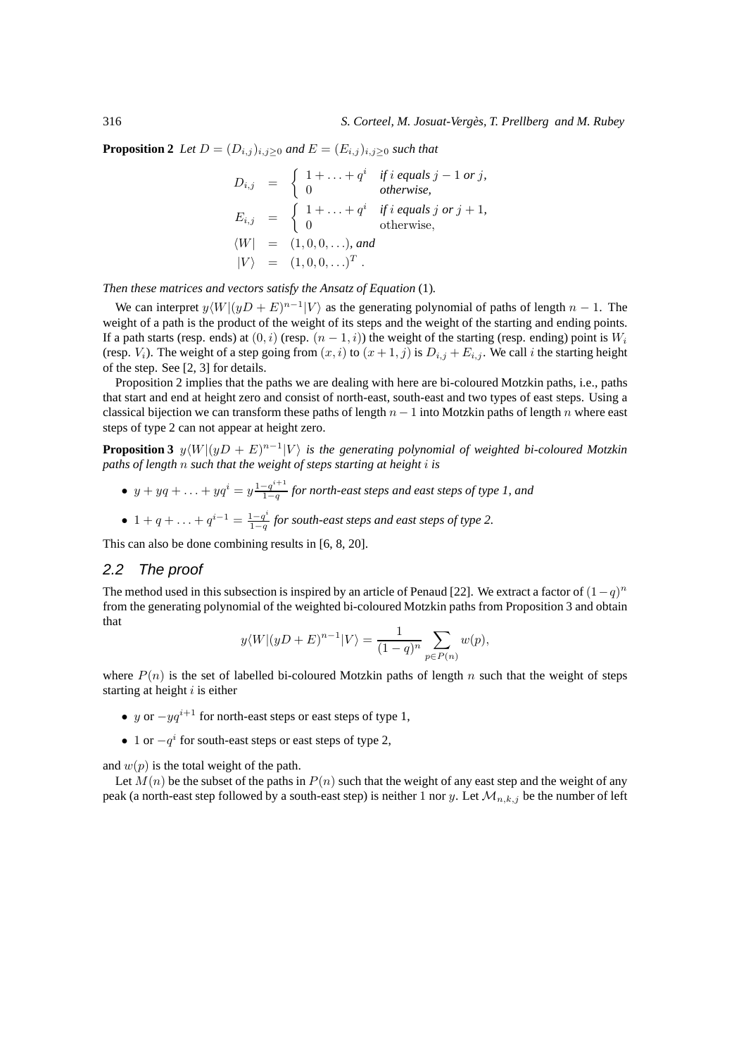**Proposition 2** *Let $D = (D_{i,j})_{i,j \geq 0}$ and $E = (E_{i,j})_{i,j \geq 0}$ such that*

$$
\begin{aligned}
D_{i,j} &= \begin{cases} 1 + \ldots + q^i & \text{if } i \text{ equals } j-1 \text{ or } j, \\ 0 & \text{otherwise,} \end{cases} \\
E_{i,j} &= \begin{cases} 1 + \ldots + q^i & \text{if } i \text{ equals } j \text{ or } j+1, \\ 0 & \text{otherwise,} \end{cases} \\
\langle W| &= (1, 0, 0, \ldots), \text{ and} \\
|V\rangle &= (1, 0, 0, \ldots)^T.
\end{aligned}
$$

*Then these matrices and vectors satisfy the Ansatz of Equation* (1)*.*

We can interpret $y\langle W|(yD+E)^{n-1}|V\rangle$ as the generating polynomial of paths of length $n-1$. The weight of a path is the product of the weight of its steps and the weight of the starting and ending points. If a path starts (resp. ends) at $(0,i)$ (resp. $(n-1,i)$) the weight of the starting (resp. ending) point is $W_i$ (resp. $V_i$). The weight of a step going from $(x,i)$ to $(x+1,j)$ is $D_{i,j} + E_{i,j}$. We call $i$ the starting height of the step. See [2, 3] for details.

Proposition 2 implies that the paths we are dealing with here are bi-coloured Motzkin paths, i.e., paths that start and end at height zero and consist of north-east, south-east and two types of east steps. Using a classical bijection we can transform these paths of length $n-1$ into Motzkin paths of length $n$ where east steps of type 2 can not appear at height zero.

**Proposition 3** *$y\langle W|(yD+E)^{n-1}|V\rangle$ is the generating polynomial of weighted bi-coloured Motzkin paths of length $n$ such that the weight of steps starting at height $i$ is*

- *$y + yq + \ldots + yq^i = y\frac{1-q^{i+1}}{1-q}$ for north-east steps and east steps of type 1, and*
- *$1 + q + \ldots + q^{i-1} = \frac{1-q^i}{1-q}$ for south-east steps and east steps of type 2.*

This can also be done combining results in [6, 8, 20].

## 2.2 The proof

The method used in this subsection is inspired by an article of Penaud [22]. We extract a factor of $(1-q)^n$ from the generating polynomial of the weighted bi-coloured Motzkin paths from Proposition 3 and obtain that

$$
y\langle W|(yD+E)^{n-1}|V\rangle = \frac{1}{(1-q)^n} \sum_{p \in P(n)} w(p),
$$

where $P(n)$ is the set of labelled bi-coloured Motzkin paths of length $n$ such that the weight of steps starting at height $i$ is either

- $y$ or $-yq^{i+1}$ for north-east steps or east steps of type 1,
- 1 or $-q^i$ for south-east steps or east steps of type 2,

and $w(p)$ is the total weight of the path.

Let $M(n)$ be the subset of the paths in $P(n)$ such that the weight of any east step and the weight of any peak (a north-east step followed by a south-east step) is neither 1 nor $y$. Let $\mathcal{M}_{n,k,j}$ be the number of left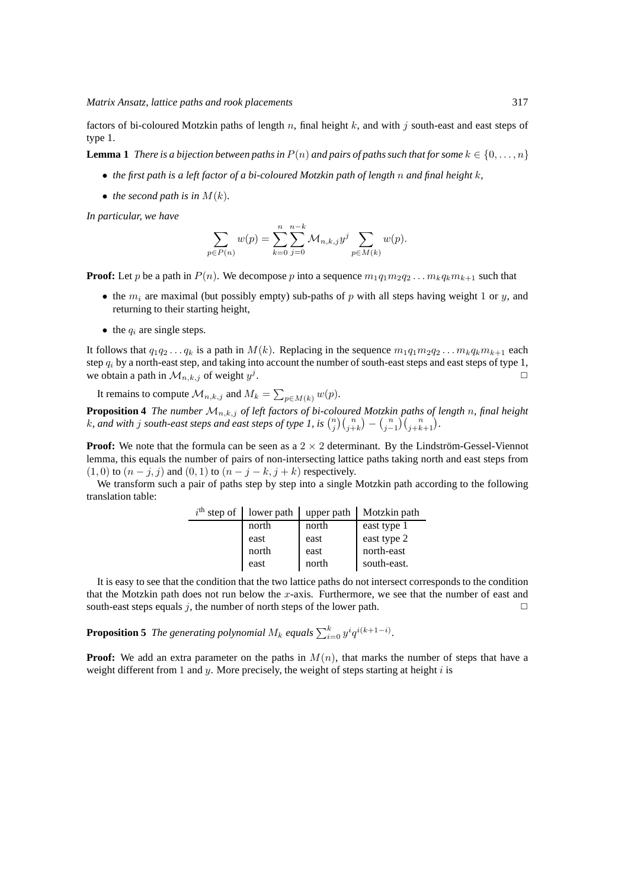factors of bi-coloured Motzkin paths of length $n$, final height $k$, and with $j$ south-east and east steps of type 1.

**Lemma 1** *There is a bijection between paths in $P(n)$ and pairs of paths such that for some $k \in \{0, \dots, n\}$*

- *the first path is a left factor of a bi-coloured Motzkin path of length $n$ and final height $k$,*
- *the second path is in $M(k)$.*

*In particular, we have*

$$\sum_{p \in P(n)} w(p) = \sum_{k=0}^{n} \sum_{j=0}^{n-k} \mathcal{M}_{n,k,j} y^j \sum_{p \in M(k)} w(p).$$

**Proof:** Let $p$ be a path in $P(n)$. We decompose $p$ into a sequence $m_1 q_1 m_2 q_2 \dots m_k q_k m_{k+1}$ such that

- the $m_i$ are maximal (but possibly empty) sub-paths of $p$ with all steps having weight 1 or $y$, and returning to their starting height,
- the $q_i$ are single steps.

It follows that $q_1 q_2 \dots q_k$ is a path in $M(k)$. Replacing in the sequence $m_1 q_1 m_2 q_2 \dots m_k q_k m_{k+1}$ each step $q_i$ by a north-east step, and taking into account the number of south-east steps and east steps of type 1, we obtain a path in $\mathcal{M}_{n,k,j}$ of weight $y^j$. $\square$

It remains to compute $\mathcal{M}_{n,k,j}$ and $M_k = \sum_{p \in M(k)} w(p)$.

**Proposition 4** *The number $\mathcal{M}_{n,k,j}$ of left factors of bi-coloured Motzkin paths of length $n$, final height $k$, and with $j$ south-east steps and east steps of type 1, is $\binom{n}{j}\binom{n}{j+k} - \binom{n}{j-1}\binom{n}{j+k+1}$.*

**Proof:** We note that the formula can be seen as a $2 \times 2$ determinant. By the Lindström-Gessel-Viennot lemma, this equals the number of pairs of non-intersecting lattice paths taking north and east steps from $(1, 0)$ to $(n - j, j)$ and $(0, 1)$ to $(n - j - k, j + k)$ respectively.

We transform such a pair of paths step by step into a single Motzkin path according to the following translation table:

| $i^{\text{th}}$ step of | lower path | upper path | Motzkin path |
|---|---|---|---|
| | north | north | east type 1 |
| | east | east | east type 2 |
| | north | east | north-east |
| | east | north | south-east. |

It is easy to see that the condition that the two lattice paths do not intersect corresponds to the condition that the Motzkin path does not run below the $x$-axis. Furthermore, we see that the number of east and south-east steps equals $j$, the number of north steps of the lower path. $\square$

**Proposition 5** *The generating polynomial $M_k$ equals $\sum_{i=0}^{k} y^i q^{i(k+1-i)}$.*

**Proof:** We add an extra parameter on the paths in $M(n)$, that marks the number of steps that have a weight different from 1 and $y$. More precisely, the weight of steps starting at height $i$ is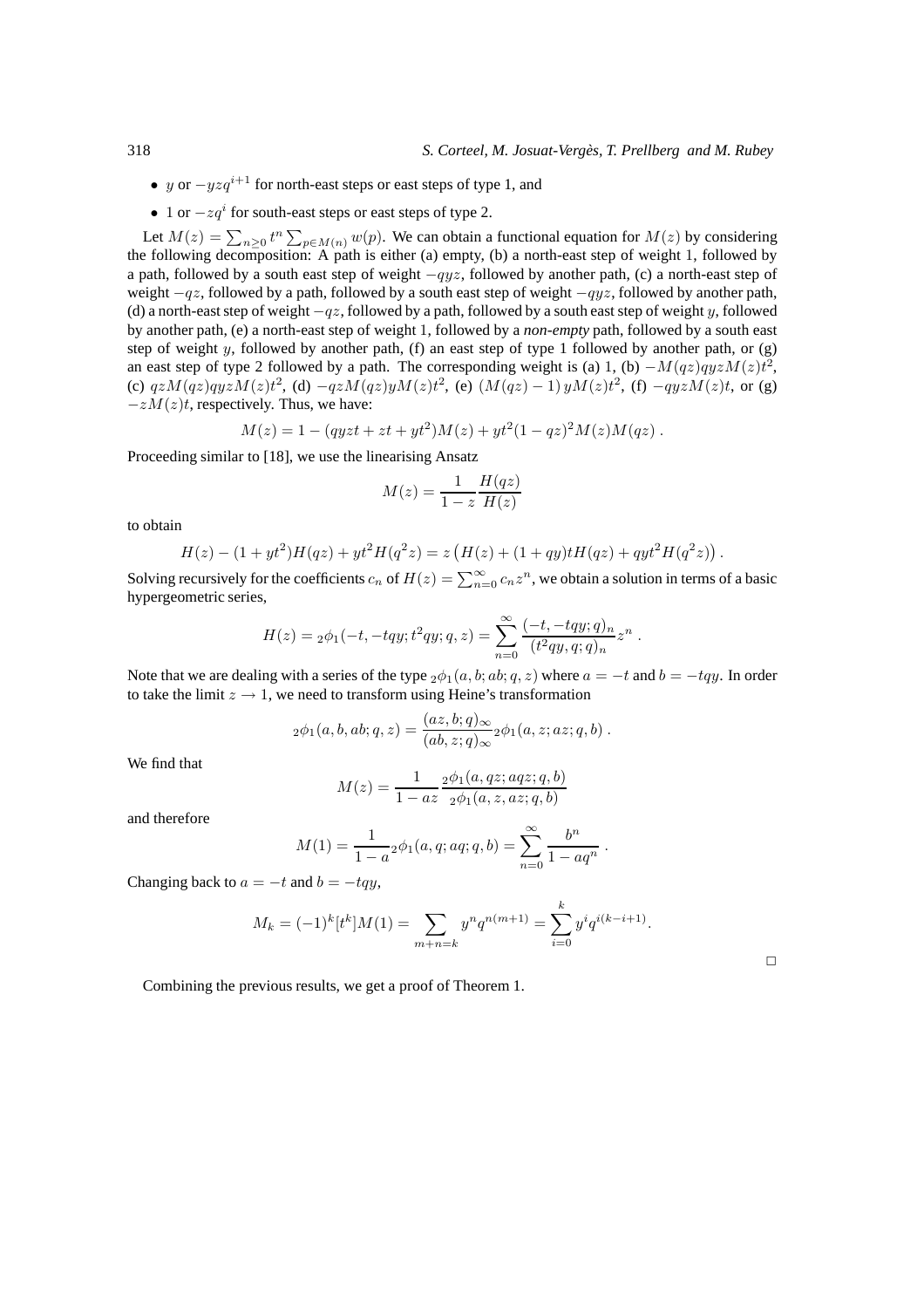- $y$ or $-yzq^{i+1}$ for north-east steps or east steps of type 1, and
- $1$ or $-zq^i$ for south-east steps or east steps of type 2.

Let $M(z) = \sum_{n\geq 0} t^n \sum_{p\in M(n)} w(p)$. We can obtain a functional equation for $M(z)$ by considering the following decomposition: A path is either (a) empty, (b) a north-east step of weight 1, followed by a path, followed by a south east step of weight $-qyz$, followed by another path, (c) a north-east step of weight $-qz$, followed by a path, followed by a south east step of weight $-qyz$, followed by another path, (d) a north-east step of weight $-qz$, followed by a path, followed by a south east step of weight $y$, followed by another path, (e) a north-east step of weight 1, followed by a *non-empty* path, followed by a south east step of weight $y$, followed by another path, (f) an east step of type 1 followed by another path, or (g) an east step of type 2 followed by a path. The corresponding weight is (a) 1, (b) $-M(qz)qyzM(z)t^2$, (c) $qzM(qz)qyzM(z)t^2$, (d) $-qzM(qz)yM(z)t^2$, (e) $(M(qz)-1)\,yM(z)t^2$, (f) $-qyzM(z)t$, or (g) $-zM(z)t$, respectively. Thus, we have:

$$M(z) = 1 - (qyzt + zt + yt^2)M(z) + yt^2(1-qz)^2M(z)M(qz)\ .$$

Proceeding similar to [18], we use the linearising Ansatz

$$M(z) = \frac{1}{1-z}\frac{H(qz)}{H(z)}$$

to obtain

$$H(z) - (1+yt^2)H(qz) + yt^2H(q^2z) = z\left(H(z) + (1+qy)tH(qz) + qyt^2H(q^2z)\right).$$

Solving recursively for the coefficients $c_n$ of $H(z) = \sum_{n=0}^{\infty} c_n z^n$, we obtain a solution in terms of a basic hypergeometric series,

$$H(z) = {}_2\phi_1(-t, -tqy; t^2qy; q, z) = \sum_{n=0}^{\infty} \frac{(-t,-tqy;q)_n}{(t^2qy,q;q)_n} z^n\ .$$

Note that we are dealing with a series of the type ${}_2\phi_1(a, b; ab; q, z)$ where $a = -t$ and $b = -tqy$. In order to take the limit $z \to 1$, we need to transform using Heine's transformation

$${}_2\phi_1(a, b, ab; q, z) = \frac{(az, b; q)_\infty}{(ab, z; q)_\infty} {}_2\phi_1(a, z; az; q, b)\ .$$

We find that

$$M(z) = \frac{1}{1-az}\frac{{}_2\phi_1(a, qz; aqz; q, b)}{{}_2\phi_1(a, z, az; q, b)}$$

and therefore

$$M(1) = \frac{1}{1-a}{}_2\phi_1(a, q; aq; q, b) = \sum_{n=0}^{\infty} \frac{b^n}{1-aq^n}\ .$$

Changing back to $a = -t$ and $b = -tqy$,

$$M_k = (-1)^k[t^k]M(1) = \sum_{m+n=k} y^n q^{n(m+1)} = \sum_{i=0}^{k} y^i q^{i(k-i+1)}.$$

□

Combining the previous results, we get a proof of Theorem 1.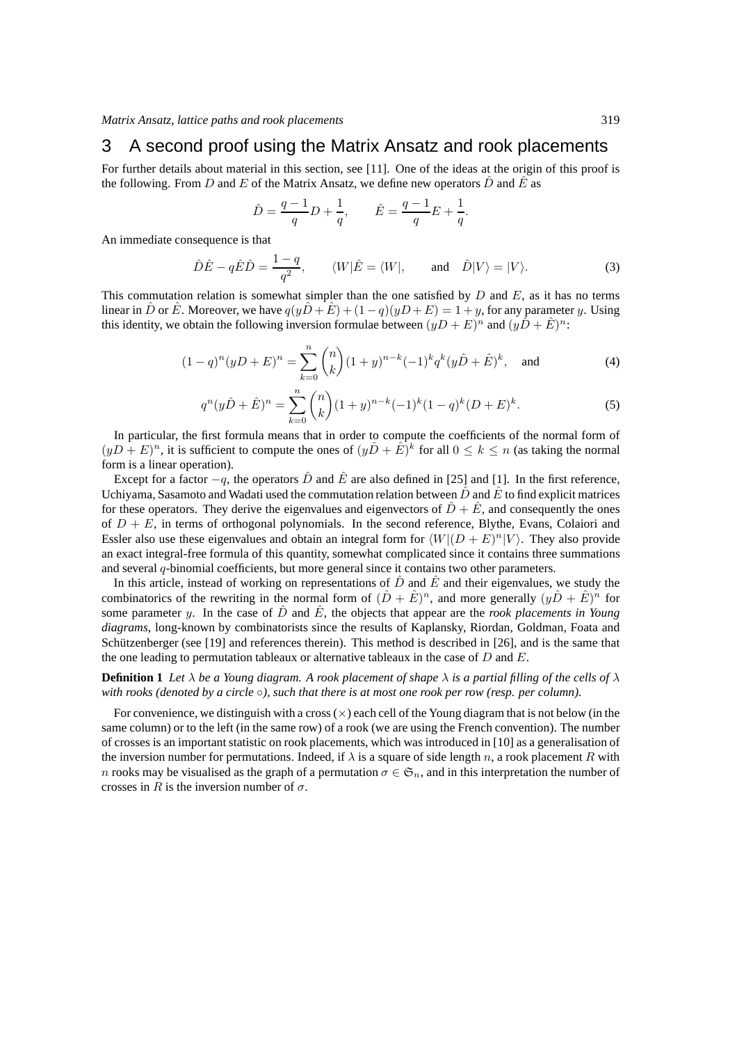## 3 A second proof using the Matrix Ansatz and rook placements

For further details about material in this section, see [11]. One of the ideas at the origin of this proof is the following. From $D$ and $E$ of the Matrix Ansatz, we define new operators $\hat{D}$ and $\hat{E}$ as

$$\hat{D} = \frac{q-1}{q}D + \frac{1}{q}, \qquad \hat{E} = \frac{q-1}{q}E + \frac{1}{q}.$$

An immediate consequence is that

$$\hat{D}\hat{E} - q\hat{E}\hat{D} = \frac{1-q}{q^2}, \qquad \langle W|\hat{E} = \langle W|, \qquad \text{and} \quad \hat{D}|V\rangle = |V\rangle. \tag{3}$$

This commutation relation is somewhat simpler than the one satisfied by $D$ and $E$, as it has no terms linear in $\hat{D}$ or $\hat{E}$. Moreover, we have $q(y\hat{D}+\hat{E}) + (1-q)(yD+E) = 1+y$, for any parameter $y$. Using this identity, we obtain the following inversion formulae between $(yD+E)^n$ and $(y\hat{D}+\hat{E})^n$:

$$(1-q)^n(yD+E)^n = \sum_{k=0}^{n} \binom{n}{k}(1+y)^{n-k}(-1)^k q^k (y\hat{D}+\hat{E})^k, \quad \text{and} \tag{4}$$

$$q^n(y\hat{D}+\hat{E})^n = \sum_{k=0}^{n} \binom{n}{k}(1+y)^{n-k}(-1)^k(1-q)^k(D+E)^k. \tag{5}$$

In particular, the first formula means that in order to compute the coefficients of the normal form of $(yD+E)^n$, it is sufficient to compute the ones of $(y\hat{D}+\hat{E})^k$ for all $0 \le k \le n$ (as taking the normal form is a linear operation).

Except for a factor $-q$, the operators $\hat{D}$ and $\hat{E}$ are also defined in [25] and [1]. In the first reference, Uchiyama, Sasamoto and Wadati used the commutation relation between $\hat{D}$ and $\hat{E}$ to find explicit matrices for these operators. They derive the eigenvalues and eigenvectors of $\hat{D}+\hat{E}$, and consequently the ones of $D+E$, in terms of orthogonal polynomials. In the second reference, Blythe, Evans, Colaiori and Essler also use these eigenvalues and obtain an integral form for $\langle W|(D+E)^n|V\rangle$. They also provide an exact integral-free formula of this quantity, somewhat complicated since it contains three summations and several $q$-binomial coefficients, but more general since it contains two other parameters.

In this article, instead of working on representations of $\hat{D}$ and $\hat{E}$ and their eigenvalues, we study the combinatorics of the rewriting in the normal form of $(\hat{D}+\hat{E})^n$, and more generally $(y\hat{D}+\hat{E})^n$ for some parameter $y$. In the case of $\hat{D}$ and $\hat{E}$, the objects that appear are the *rook placements in Young diagrams*, long-known by combinatorists since the results of Kaplansky, Riordan, Goldman, Foata and Schützenberger (see [19] and references therein). This method is described in [26], and is the same that the one leading to permutation tableaux or alternative tableaux in the case of $D$ and $E$.

**Definition 1** *Let $\lambda$ be a Young diagram. A rook placement of shape $\lambda$ is a partial filling of the cells of $\lambda$ with rooks (denoted by a circle $\circ$), such that there is at most one rook per row (resp. per column).*

For convenience, we distinguish with a cross ($\times$) each cell of the Young diagram that is not below (in the same column) or to the left (in the same row) of a rook (we are using the French convention). The number of crosses is an important statistic on rook placements, which was introduced in [10] as a generalisation of the inversion number for permutations. Indeed, if $\lambda$ is a square of side length $n$, a rook placement $R$ with $n$ rooks may be visualised as the graph of a permutation $\sigma \in \mathfrak{S}_n$, and in this interpretation the number of crosses in $R$ is the inversion number of $\sigma$.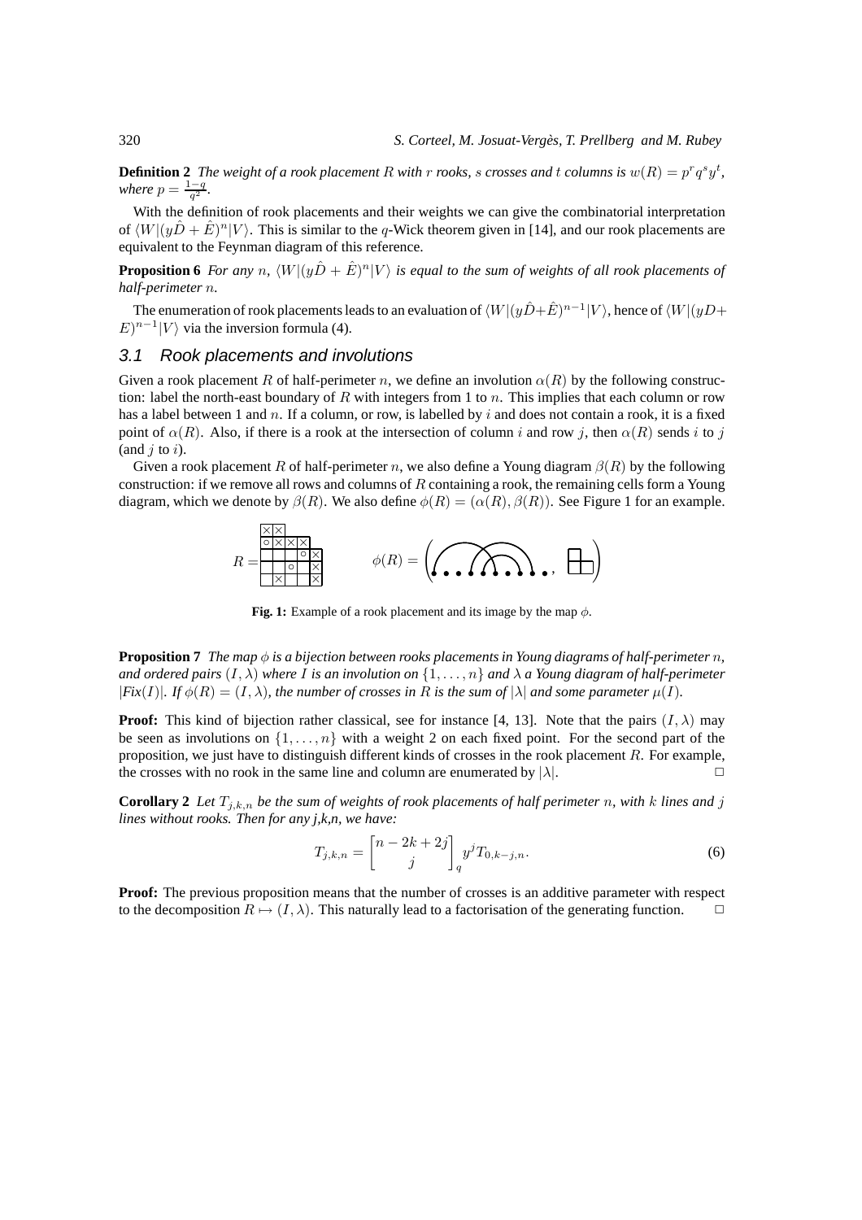**Definition 2** *The weight of a rook placement $R$ with $r$ rooks, $s$ crosses and $t$ columns is $w(R) = p^r q^s y^t$, where $p = \frac{1-q}{q^2}$.*

With the definition of rook placements and their weights we can give the combinatorial interpretation of $\langle W|(y\hat{D} + \hat{E})^n|V\rangle$. This is similar to the $q$-Wick theorem given in [14], and our rook placements are equivalent to the Feynman diagram of this reference.

**Proposition 6** *For any $n$, $\langle W|(y\hat{D} + \hat{E})^n|V\rangle$ is equal to the sum of weights of all rook placements of half-perimeter $n$.*

The enumeration of rook placements leads to an evaluation of $\langle W|(y\hat{D}+\hat{E})^{n-1}|V\rangle$, hence of $\langle W|(yD+E)^{n-1}|V\rangle$ via the inversion formula (4).

### 3.1 Rook placements and involutions

Given a rook placement $R$ of half-perimeter $n$, we define an involution $\alpha(R)$ by the following construction: label the north-east boundary of $R$ with integers from 1 to $n$. This implies that each column or row has a label between 1 and $n$. If a column, or row, is labelled by $i$ and does not contain a rook, it is a fixed point of $\alpha(R)$. Also, if there is a rook at the intersection of column $i$ and row $j$, then $\alpha(R)$ sends $i$ to $j$ (and $j$ to $i$).

Given a rook placement $R$ of half-perimeter $n$, we also define a Young diagram $\beta(R)$ by the following construction: if we remove all rows and columns of $R$ containing a rook, the remaining cells form a Young diagram, which we denote by $\beta(R)$. We also define $\phi(R) = (\alpha(R), \beta(R))$. See Figure 1 for an example.

**Fig. 1:** Example of a rook placement and its image by the map $\phi$.

**Proposition 7** *The map $\phi$ is a bijection between rooks placements in Young diagrams of half-perimeter $n$, and ordered pairs $(I, \lambda)$ where $I$ is an involution on $\{1, \dots, n\}$ and $\lambda$ a Young diagram of half-perimeter $|Fix(I)|$. If $\phi(R) = (I, \lambda)$, the number of crosses in $R$ is the sum of $|\lambda|$ and some parameter $\mu(I)$.*

**Proof:** This kind of bijection rather classical, see for instance [4, 13]. Note that the pairs $(I, \lambda)$ may be seen as involutions on $\{1, \dots, n\}$ with a weight 2 on each fixed point. For the second part of the proposition, we just have to distinguish different kinds of crosses in the rook placement $R$. For example, the crosses with no rook in the same line and column are enumerated by $|\lambda|$. □

**Corollary 2** *Let $T_{j,k,n}$ be the sum of weights of rook placements of half perimeter $n$, with $k$ lines and $j$ lines without rooks. Then for any j,k,n, we have:*

$$T_{j,k,n} = \begin{bmatrix} n - 2k + 2j \\ j \end{bmatrix}_q y^j T_{0,k-j,n}. \tag{6}$$

**Proof:** The previous proposition means that the number of crosses is an additive parameter with respect to the decomposition $R \mapsto (I, \lambda)$. This naturally lead to a factorisation of the generating function. □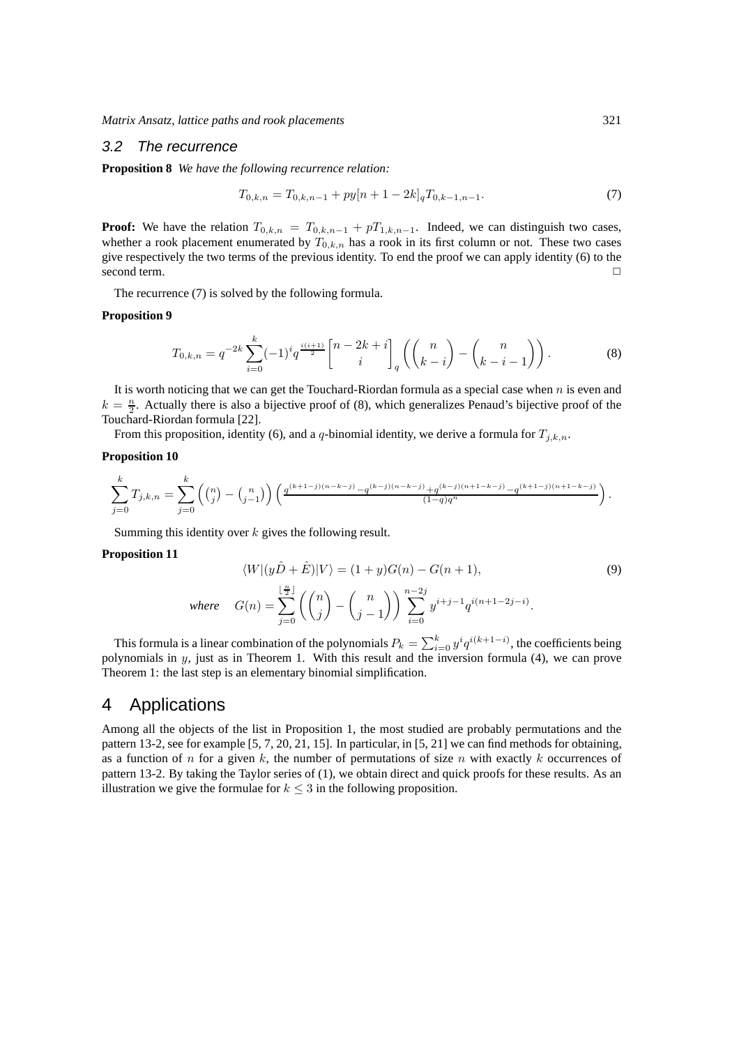### 3.2 The recurrence

**Proposition 8** *We have the following recurrence relation:*

$$T_{0,k,n} = T_{0,k,n-1} + py[n+1-2k]_q T_{0,k-1,n-1}. \tag{7}$$

**Proof:** We have the relation $T_{0,k,n} = T_{0,k,n-1} + pT_{1,k,n-1}$. Indeed, we can distinguish two cases, whether a rook placement enumerated by $T_{0,k,n}$ has a rook in its first column or not. These two cases give respectively the two terms of the previous identity. To end the proof we can apply identity (6) to the second term. □

The recurrence (7) is solved by the following formula.

**Proposition 9**

$$T_{0,k,n} = q^{-2k} \sum_{i=0}^{k} (-1)^i q^{\frac{i(i+1)}{2}} \begin{bmatrix} n-2k+i \\ i \end{bmatrix}_q \left( \binom{n}{k-i} - \binom{n}{k-i-1} \right). \tag{8}$$

It is worth noticing that we can get the Touchard-Riordan formula as a special case when $n$ is even and $k = \frac{n}{2}$. Actually there is also a bijective proof of (8), which generalizes Penaud's bijective proof of the Touchard-Riordan formula [22].

From this proposition, identity (6), and a $q$-binomial identity, we derive a formula for $T_{j,k,n}$.

**Proposition 10**

$$\sum_{j=0}^{k} T_{j,k,n} = \sum_{j=0}^{k} \left( \tbinom{n}{j} - \tbinom{n}{j-1} \right) \left( \tfrac{q^{(k+1-j)(n-k-j)} - q^{(k-j)(n-k-j)} + q^{(k-j)(n+1-k-j)} - q^{(k+1-j)(n+1-k-j)}}{(1-q)q^n} \right).$$

Summing this identity over $k$ gives the following result.

**Proposition 11**

$$\langle W|(y\hat{D} + \hat{E})|V\rangle = (1+y)G(n) - G(n+1), \tag{9}$$

$$\textit{where} \quad G(n) = \sum_{j=0}^{\lfloor \frac{n}{2} \rfloor} \left( \binom{n}{j} - \binom{n}{j-1} \right) \sum_{i=0}^{n-2j} y^{i+j-1} q^{i(n+1-2j-i)}.$$

This formula is a linear combination of the polynomials $P_k = \sum_{i=0}^{k} y^i q^{i(k+1-i)}$, the coefficients being polynomials in $y$, just as in Theorem 1. With this result and the inversion formula (4), we can prove Theorem 1: the last step is an elementary binomial simplification.

# 4 Applications

Among all the objects of the list in Proposition 1, the most studied are probably permutations and the pattern 13-2, see for example [5, 7, 20, 21, 15]. In particular, in [5, 21] we can find methods for obtaining, as a function of $n$ for a given $k$, the number of permutations of size $n$ with exactly $k$ occurrences of pattern 13-2. By taking the Taylor series of (1), we obtain direct and quick proofs for these results. As an illustration we give the formulae for $k \leq 3$ in the following proposition.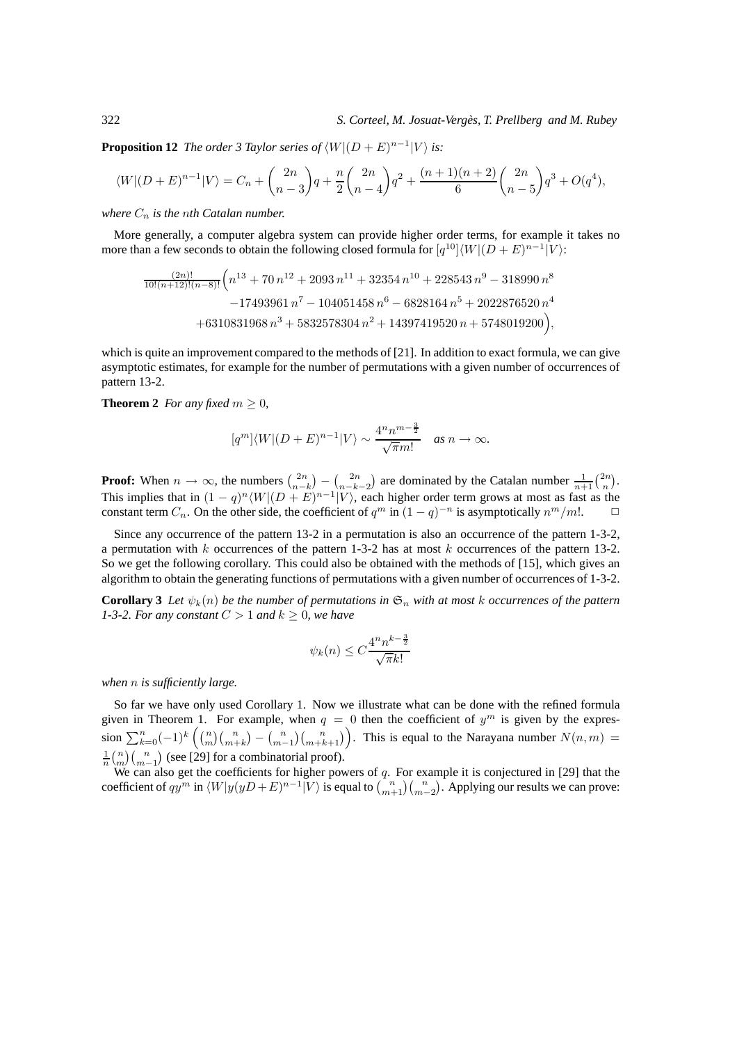**Proposition 12** *The order 3 Taylor series of $\langle W|(D+E)^{n-1}|V\rangle$ is:*

$$\langle W|(D+E)^{n-1}|V\rangle = C_n + \binom{2n}{n-3}q + \frac{n}{2}\binom{2n}{n-4}q^2 + \frac{(n+1)(n+2)}{6}\binom{2n}{n-5}q^3 + O(q^4),$$

*where $C_n$ is the $n$th Catalan number.*

More generally, a computer algebra system can provide higher order terms, for example it takes no more than a few seconds to obtain the following closed formula for $[q^{10}]\langle W|(D+E)^{n-1}|V\rangle$:

$$\frac{(2n)!}{10!(n+12)!(n-8)!}\Big(n^{13} + 70\,n^{12} + 2093\,n^{11} + 32354\,n^{10} + 228543\,n^9 - 318990\,n^8$$
$$-17493961\,n^7 - 104051458\,n^6 - 6828164\,n^5 + 2022876520\,n^4$$
$$+6310831968\,n^3 + 5832578304\,n^2 + 14397419520\,n + 5748019200\Big),$$

which is quite an improvement compared to the methods of [21]. In addition to exact formula, we can give asymptotic estimates, for example for the number of permutations with a given number of occurrences of pattern 13-2.

**Theorem 2** *For any fixed $m \geq 0$,*

$$[q^m]\langle W|(D+E)^{n-1}|V\rangle \sim \frac{4^n n^{m-\frac{3}{2}}}{\sqrt{\pi}m!} \quad \textit{as } n \to \infty.$$

**Proof:** When $n \to \infty$, the numbers $\binom{2n}{n-k} - \binom{2n}{n-k-2}$ are dominated by the Catalan number $\frac{1}{n+1}\binom{2n}{n}$. This implies that in $(1-q)^n\langle W|(D+E)^{n-1}|V\rangle$, each higher order term grows at most as fast as the constant term $C_n$. On the other side, the coefficient of $q^m$ in $(1-q)^{-n}$ is asymptotically $n^m/m!$. □

Since any occurrence of the pattern 13-2 in a permutation is also an occurrence of the pattern 1-3-2, a permutation with $k$ occurrences of the pattern 1-3-2 has at most $k$ occurrences of the pattern 13-2. So we get the following corollary. This could also be obtained with the methods of [15], which gives an algorithm to obtain the generating functions of permutations with a given number of occurrences of 1-3-2.

**Corollary 3** *Let $\psi_k(n)$ be the number of permutations in $\mathfrak{S}_n$ with at most $k$ occurrences of the pattern 1-3-2. For any constant $C > 1$ and $k \geq 0$, we have*

$$\psi_k(n) \leq C\frac{4^n n^{k-\frac{3}{2}}}{\sqrt{\pi}k!}$$

*when $n$ is sufficiently large.*

So far we have only used Corollary 1. Now we illustrate what can be done with the refined formula given in Theorem 1. For example, when $q = 0$ then the coefficient of $y^m$ is given by the expression $\sum_{k=0}^{n}(-1)^k\left(\binom{n}{m}\binom{n}{m+k} - \binom{n}{m-1}\binom{n}{m+k+1}\right)$. This is equal to the Narayana number $N(n,m) = \frac{1}{n}\binom{n}{m}\binom{n}{m-1}$ (see [29] for a combinatorial proof).

We can also get the coefficients for higher powers of $q$. For example it is conjectured in [29] that the coefficient of $qy^m$ in $\langle W|y(yD+E)^{n-1}|V\rangle$ is equal to $\binom{n}{m+1}\binom{n}{m-2}$. Applying our results we can prove: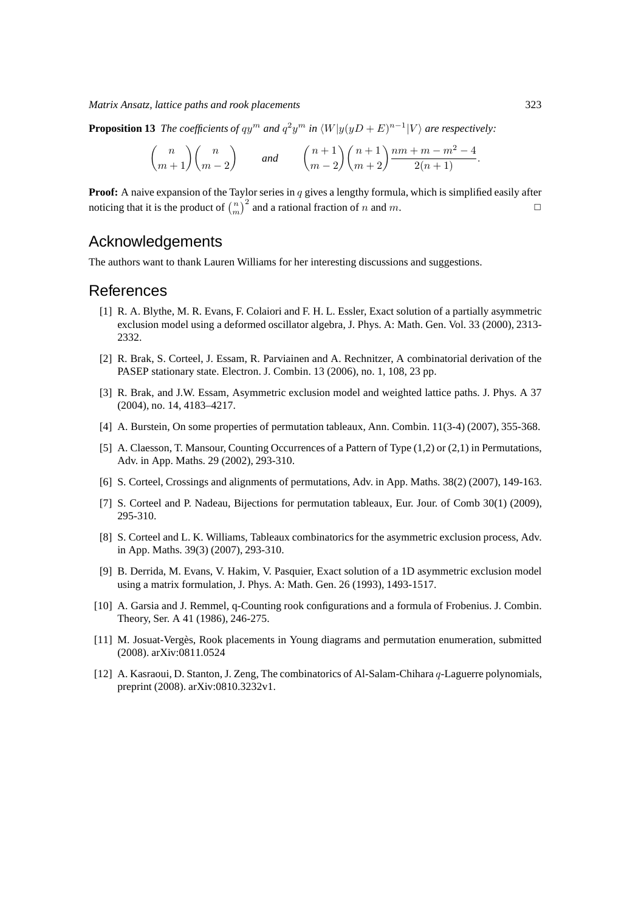**Proposition 13** *The coefficients of $qy^m$ and $q^2y^m$ in $\langle W|y(yD+E)^{n-1}|V\rangle$ are respectively:*

$$\binom{n}{m+1}\binom{n}{m-2} \qquad \textit{and} \qquad \binom{n+1}{m-2}\binom{n+1}{m+2}\frac{nm+m-m^2-4}{2(n+1)}.$$

**Proof:** A naive expansion of the Taylor series in $q$ gives a lengthy formula, which is simplified easily after noticing that it is the product of $\binom{n}{m}^2$ and a rational fraction of $n$ and $m$. □

## Acknowledgements

The authors want to thank Lauren Williams for her interesting discussions and suggestions.

## References

[1] R. A. Blythe, M. R. Evans, F. Colaiori and F. H. L. Essler, Exact solution of a partially asymmetric exclusion model using a deformed oscillator algebra, J. Phys. A: Math. Gen. Vol. 33 (2000), 2313-2332.

[2] R. Brak, S. Corteel, J. Essam, R. Parviainen and A. Rechnitzer, A combinatorial derivation of the PASEP stationary state. Electron. J. Combin. 13 (2006), no. 1, 108, 23 pp.

[3] R. Brak, and J.W. Essam, Asymmetric exclusion model and weighted lattice paths. J. Phys. A 37 (2004), no. 14, 4183–4217.

[4] A. Burstein, On some properties of permutation tableaux, Ann. Combin. 11(3-4) (2007), 355-368.

[5] A. Claesson, T. Mansour, Counting Occurrences of a Pattern of Type (1,2) or (2,1) in Permutations, Adv. in App. Maths. 29 (2002), 293-310.

[6] S. Corteel, Crossings and alignments of permutations, Adv. in App. Maths. 38(2) (2007), 149-163.

[7] S. Corteel and P. Nadeau, Bijections for permutation tableaux, Eur. Jour. of Comb 30(1) (2009), 295-310.

[8] S. Corteel and L. K. Williams, Tableaux combinatorics for the asymmetric exclusion process, Adv. in App. Maths. 39(3) (2007), 293-310.

[9] B. Derrida, M. Evans, V. Hakim, V. Pasquier, Exact solution of a 1D asymmetric exclusion model using a matrix formulation, J. Phys. A: Math. Gen. 26 (1993), 1493-1517.

[10] A. Garsia and J. Remmel, q-Counting rook configurations and a formula of Frobenius. J. Combin. Theory, Ser. A 41 (1986), 246-275.

[11] M. Josuat-Vergès, Rook placements in Young diagrams and permutation enumeration, submitted (2008). arXiv:0811.0524

[12] A. Kasraoui, D. Stanton, J. Zeng, The combinatorics of Al-Salam-Chihara $q$-Laguerre polynomials, preprint (2008). arXiv:0810.3232v1.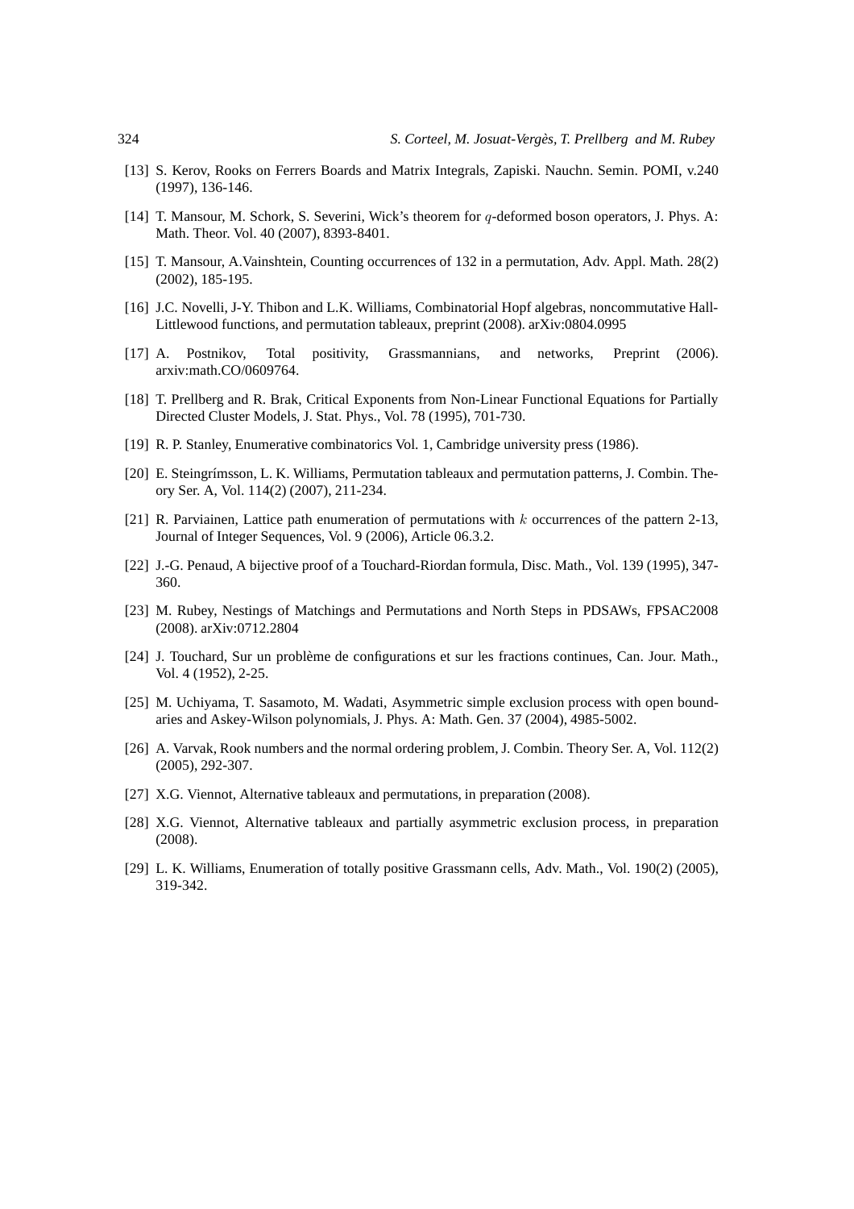[13] S. Kerov, Rooks on Ferrers Boards and Matrix Integrals, Zapiski. Nauchn. Semin. POMI, v.240 (1997), 136-146.

[14] T. Mansour, M. Schork, S. Severini, Wick's theorem for $q$-deformed boson operators, J. Phys. A: Math. Theor. Vol. 40 (2007), 8393-8401.

[15] T. Mansour, A.Vainshtein, Counting occurrences of 132 in a permutation, Adv. Appl. Math. 28(2) (2002), 185-195.

[16] J.C. Novelli, J-Y. Thibon and L.K. Williams, Combinatorial Hopf algebras, noncommutative Hall-Littlewood functions, and permutation tableaux, preprint (2008). arXiv:0804.0995

[17] A. Postnikov, Total positivity, Grassmannians, and networks, Preprint (2006). arxiv:math.CO/0609764.

[18] T. Prellberg and R. Brak, Critical Exponents from Non-Linear Functional Equations for Partially Directed Cluster Models, J. Stat. Phys., Vol. 78 (1995), 701-730.

[19] R. P. Stanley, Enumerative combinatorics Vol. 1, Cambridge university press (1986).

[20] E. Steingrímsson, L. K. Williams, Permutation tableaux and permutation patterns, J. Combin. Theory Ser. A, Vol. 114(2) (2007), 211-234.

[21] R. Parviainen, Lattice path enumeration of permutations with $k$ occurrences of the pattern 2-13, Journal of Integer Sequences, Vol. 9 (2006), Article 06.3.2.

[22] J.-G. Penaud, A bijective proof of a Touchard-Riordan formula, Disc. Math., Vol. 139 (1995), 347-360.

[23] M. Rubey, Nestings of Matchings and Permutations and North Steps in PDSAWs, FPSAC2008 (2008). arXiv:0712.2804

[24] J. Touchard, Sur un problème de configurations et sur les fractions continues, Can. Jour. Math., Vol. 4 (1952), 2-25.

[25] M. Uchiyama, T. Sasamoto, M. Wadati, Asymmetric simple exclusion process with open boundaries and Askey-Wilson polynomials, J. Phys. A: Math. Gen. 37 (2004), 4985-5002.

[26] A. Varvak, Rook numbers and the normal ordering problem, J. Combin. Theory Ser. A, Vol. 112(2) (2005), 292-307.

[27] X.G. Viennot, Alternative tableaux and permutations, in preparation (2008).

[28] X.G. Viennot, Alternative tableaux and partially asymmetric exclusion process, in preparation (2008).

[29] L. K. Williams, Enumeration of totally positive Grassmann cells, Adv. Math., Vol. 190(2) (2005), 319-342.